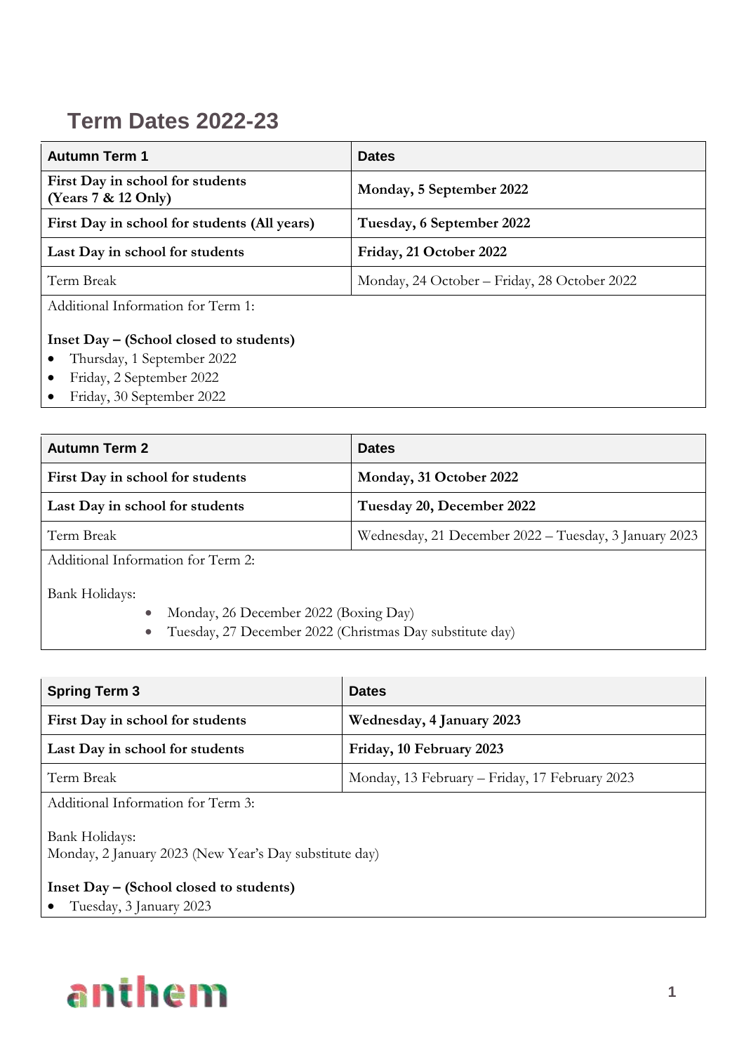# Term Dates 2022-23

| Autumn Term 1 | Dates |
|---|---|
| **First Day in school for students (Years 7 & 12 Only)** | **Monday, 5 September 2022** |
| **First Day in school for students (All years)** | **Tuesday, 6 September 2022** |
| **Last Day in school for students** | **Friday, 21 October 2022** |
| Term Break | Monday, 24 October – Friday, 28 October 2022 |

Additional Information for Term 1:

**Inset Day – (School closed to students)**

- Thursday, 1 September 2022
- Friday, 2 September 2022
- Friday, 30 September 2022

| Autumn Term 2 | Dates |
|---|---|
| **First Day in school for students** | **Monday, 31 October 2022** |
| **Last Day in school for students** | **Tuesday 20, December 2022** |
| Term Break | Wednesday, 21 December 2022 – Tuesday, 3 January 2023 |

Additional Information for Term 2:

Bank Holidays:

- Monday, 26 December 2022 (Boxing Day)
- Tuesday, 27 December 2022 (Christmas Day substitute day)

| Spring Term 3 | Dates |
|---|---|
| **First Day in school for students** | **Wednesday, 4 January 2023** |
| **Last Day in school for students** | **Friday, 10 February 2023** |
| Term Break | Monday, 13 February – Friday, 17 February 2023 |

Additional Information for Term 3:

Bank Holidays:
Monday, 2 January 2023 (New Year's Day substitute day)

**Inset Day – (School closed to students)**

- Tuesday, 3 January 2023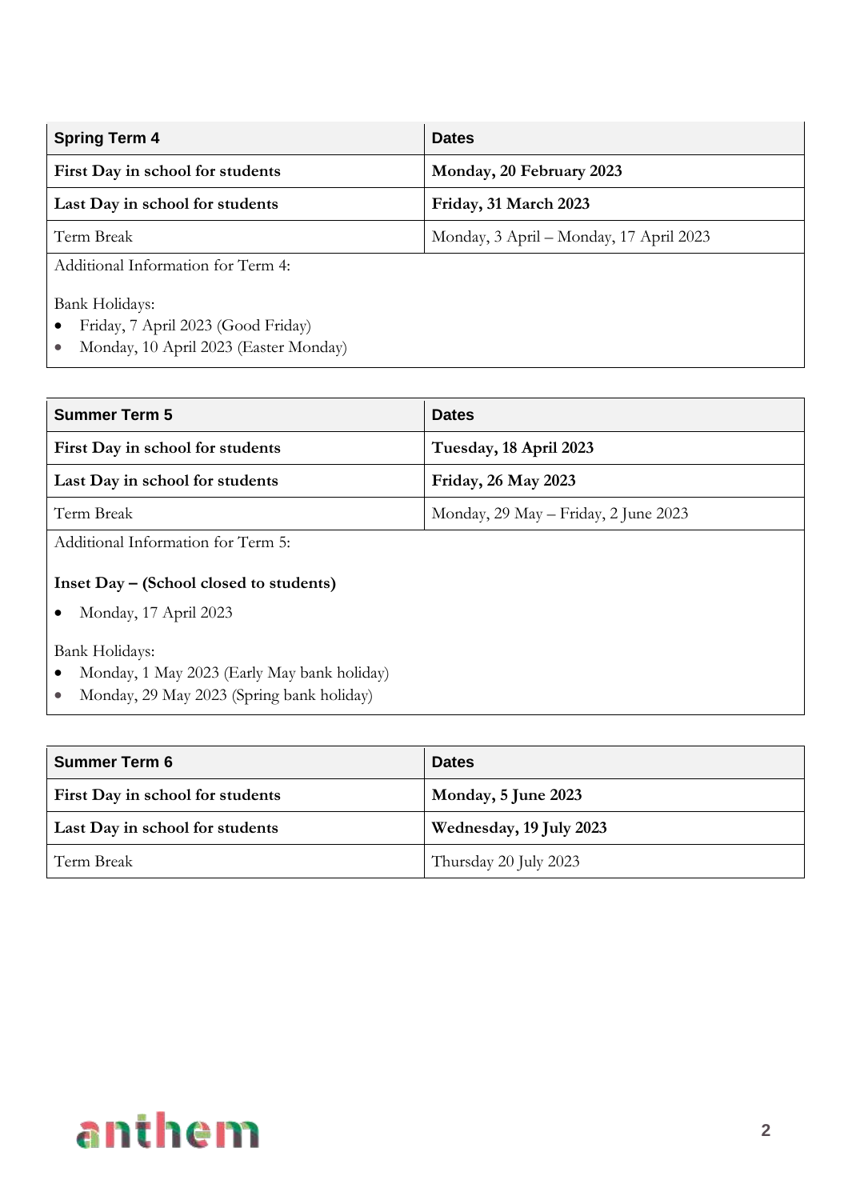| Spring Term 4 | Dates |
|---|---|
| **First Day in school for students** | **Monday, 20 February 2023** |
| **Last Day in school for students** | **Friday, 31 March 2023** |
| Term Break | Monday, 3 April – Monday, 17 April 2023 |

Additional Information for Term 4:

Bank Holidays:

- Friday, 7 April 2023 (Good Friday)
- Monday, 10 April 2023 (Easter Monday)

| Summer Term 5 | Dates |
|---|---|
| **First Day in school for students** | **Tuesday, 18 April 2023** |
| **Last Day in school for students** | **Friday, 26 May 2023** |
| Term Break | Monday, 29 May – Friday, 2 June 2023 |

Additional Information for Term 5:

**Inset Day – (School closed to students)**

- Monday, 17 April 2023

Bank Holidays:

- Monday, 1 May 2023 (Early May bank holiday)
- Monday, 29 May 2023 (Spring bank holiday)

| Summer Term 6 | Dates |
|---|---|
| **First Day in school for students** | **Monday, 5 June 2023** |
| **Last Day in school for students** | **Wednesday, 19 July 2023** |
| Term Break | Thursday 20 July 2023 |

anthem